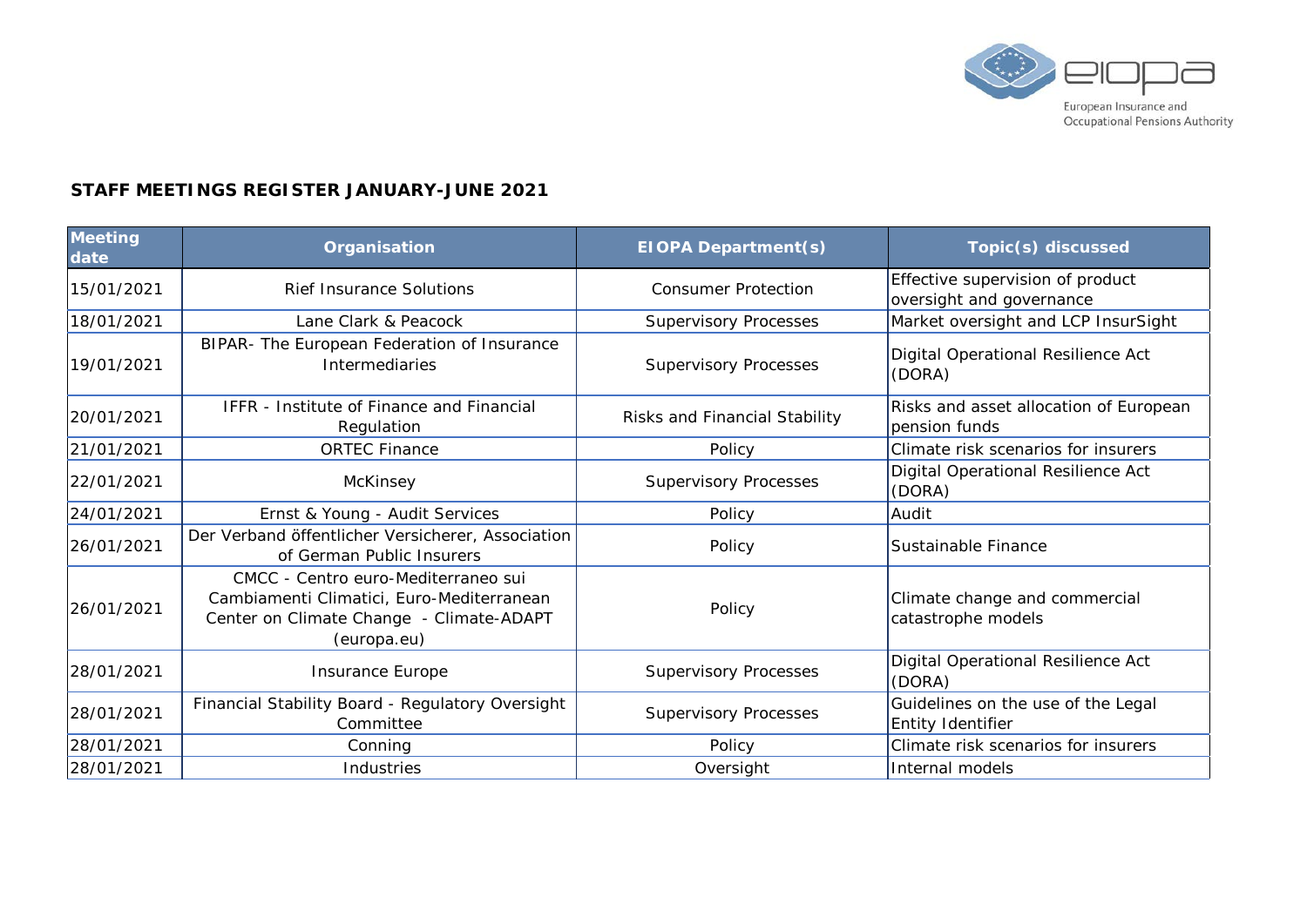## STAFF MEETINGS REGISTER JANUARY-JUNE 2021

| Meeting date | Organisation | EIOPA Department(s) | Topic(s) discussed |
|---|---|---|---|
| 15/01/2021 | Rief Insurance Solutions | Consumer Protection | Effective supervision of product oversight and governance |
| 18/01/2021 | Lane Clark & Peacock | Supervisory Processes | Market oversight and LCP InsurSight |
| 19/01/2021 | BIPAR- The European Federation of Insurance Intermediaries | Supervisory Processes | Digital Operational Resilience Act (DORA) |
| 20/01/2021 | IFFR - Institute of Finance and Financial Regulation | Risks and Financial Stability | Risks and asset allocation of European pension funds |
| 21/01/2021 | ORTEC Finance | Policy | Climate risk scenarios for insurers |
| 22/01/2021 | McKinsey | Supervisory Processes | Digital Operational Resilience Act (DORA) |
| 24/01/2021 | Ernst & Young - Audit Services | Policy | Audit |
| 26/01/2021 | Der Verband öffentlicher Versicherer, Association of German Public Insurers | Policy | Sustainable Finance |
| 26/01/2021 | CMCC - Centro euro-Mediterraneo sui Cambiamenti Climatici, Euro-Mediterranean Center on Climate Change - Climate-ADAPT (europa.eu) | Policy | Climate change and commercial catastrophe models |
| 28/01/2021 | Insurance Europe | Supervisory Processes | Digital Operational Resilience Act (DORA) |
| 28/01/2021 | Financial Stability Board - Regulatory Oversight Committee | Supervisory Processes | Guidelines on the use of the Legal Entity Identifier |
| 28/01/2021 | Conning | Policy | Climate risk scenarios for insurers |
| 28/01/2021 | Industries | Oversight | Internal models |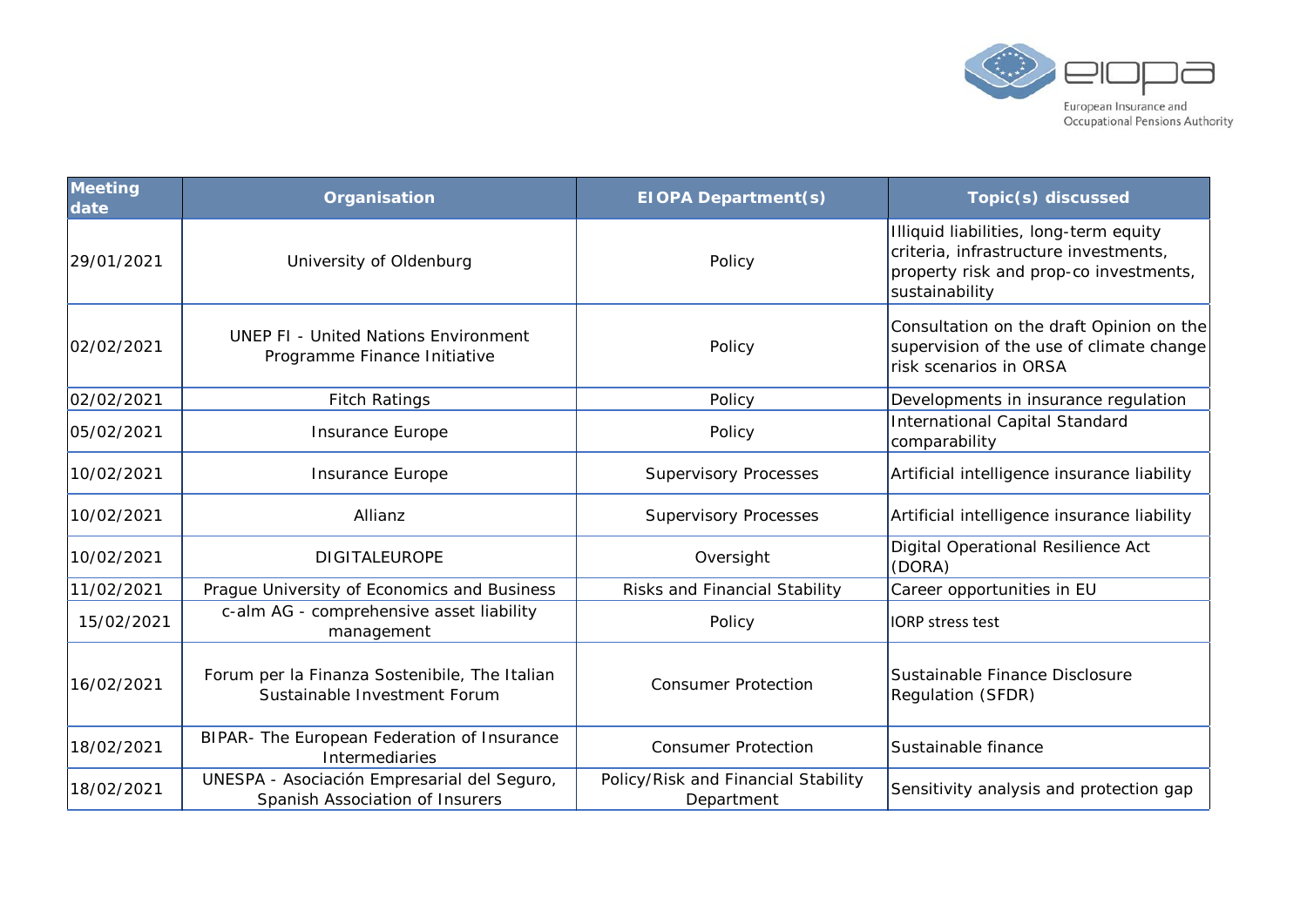| Meeting date | Organisation | EIOPA Department(s) | Topic(s) discussed |
|---|---|---|---|
| 29/01/2021 | University of Oldenburg | Policy | Illiquid liabilities, long-term equity criteria, infrastructure investments, property risk and prop-co investments, sustainability |
| 02/02/2021 | UNEP FI - United Nations Environment Programme Finance Initiative | Policy | Consultation on the draft Opinion on the supervision of the use of climate change risk scenarios in ORSA |
| 02/02/2021 | Fitch Ratings | Policy | Developments in insurance regulation |
| 05/02/2021 | Insurance Europe | Policy | International Capital Standard comparability |
| 10/02/2021 | Insurance Europe | Supervisory Processes | Artificial intelligence insurance liability |
| 10/02/2021 | Allianz | Supervisory Processes | Artificial intelligence insurance liability |
| 10/02/2021 | DIGITALEUROPE | Oversight | Digital Operational Resilience Act (DORA) |
| 11/02/2021 | Prague University of Economics and Business | Risks and Financial Stability | Career opportunities in EU |
| 15/02/2021 | c-alm AG - comprehensive asset liability management | Policy | IORP stress test |
| 16/02/2021 | Forum per la Finanza Sostenibile, The Italian Sustainable Investment Forum | Consumer Protection | Sustainable Finance Disclosure Regulation (SFDR) |
| 18/02/2021 | BIPAR- The European Federation of Insurance Intermediaries | Consumer Protection | Sustainable finance |
| 18/02/2021 | UNESPA - Asociación Empresarial del Seguro, Spanish Association of Insurers | Policy/Risk and Financial Stability Department | Sensitivity analysis and protection gap |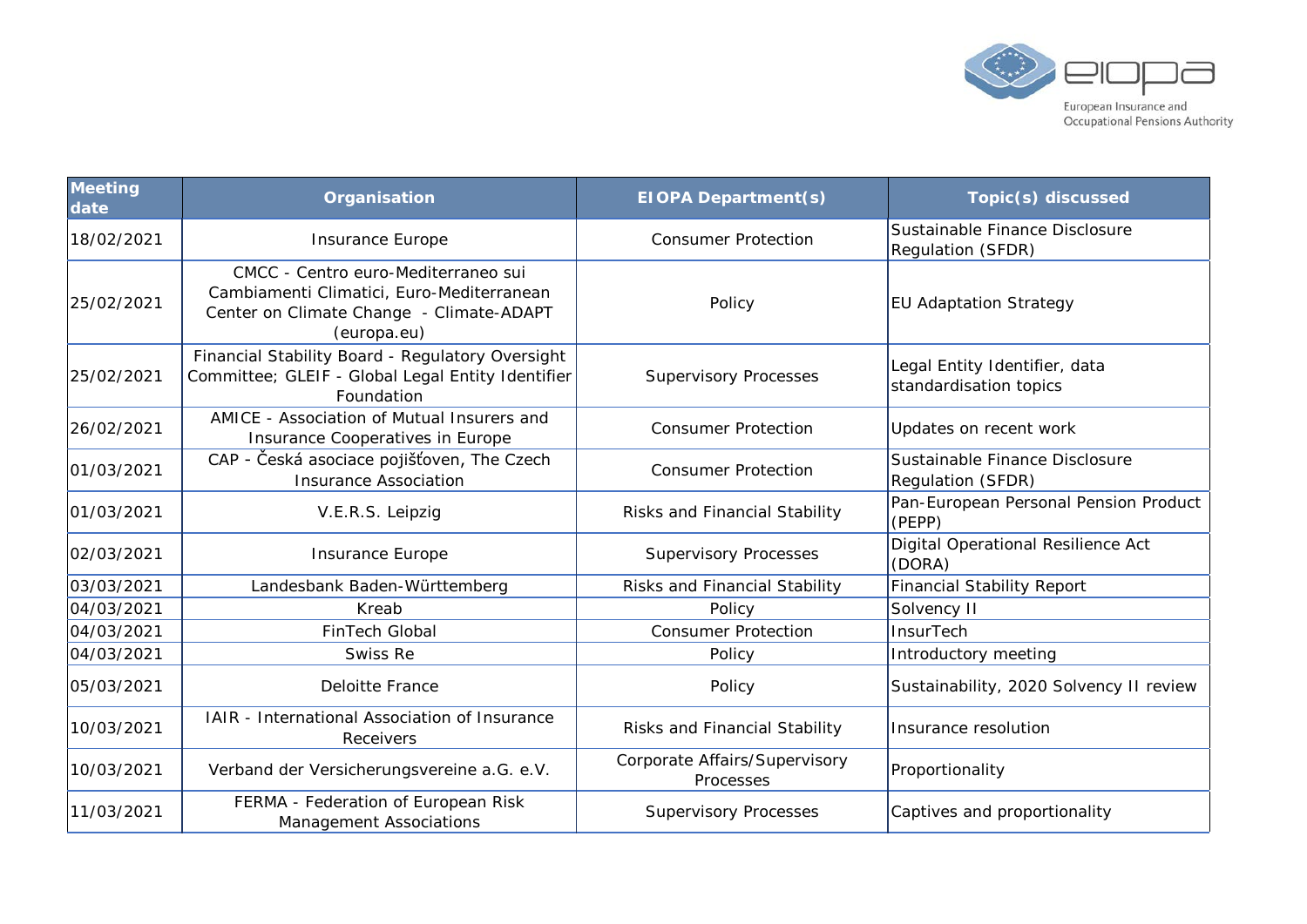| Meeting date | Organisation | EIOPA Department(s) | Topic(s) discussed |
|---|---|---|---|
| 18/02/2021 | Insurance Europe | Consumer Protection | Sustainable Finance Disclosure Regulation (SFDR) |
| 25/02/2021 | CMCC - Centro euro-Mediterraneo sui Cambiamenti Climatici, Euro-Mediterranean Center on Climate Change - Climate-ADAPT (europa.eu) | Policy | EU Adaptation Strategy |
| 25/02/2021 | Financial Stability Board - Regulatory Oversight Committee; GLEIF - Global Legal Entity Identifier Foundation | Supervisory Processes | Legal Entity Identifier, data standardisation topics |
| 26/02/2021 | AMICE - Association of Mutual Insurers and Insurance Cooperatives in Europe | Consumer Protection | Updates on recent work |
| 01/03/2021 | CAP - Česká asociace pojišťoven, The Czech Insurance Association | Consumer Protection | Sustainable Finance Disclosure Regulation (SFDR) |
| 01/03/2021 | V.E.R.S. Leipzig | Risks and Financial Stability | Pan-European Personal Pension Product (PEPP) |
| 02/03/2021 | Insurance Europe | Supervisory Processes | Digital Operational Resilience Act (DORA) |
| 03/03/2021 | Landesbank Baden-Württemberg | Risks and Financial Stability | Financial Stability Report |
| 04/03/2021 | Kreab | Policy | Solvency II |
| 04/03/2021 | FinTech Global | Consumer Protection | InsurTech |
| 04/03/2021 | Swiss Re | Policy | Introductory meeting |
| 05/03/2021 | Deloitte France | Policy | Sustainability, 2020 Solvency II review |
| 10/03/2021 | IAIR - International Association of Insurance Receivers | Risks and Financial Stability | Insurance resolution |
| 10/03/2021 | Verband der Versicherungsvereine a.G. e.V. | Corporate Affairs/Supervisory Processes | Proportionality |
| 11/03/2021 | FERMA - Federation of European Risk Management Associations | Supervisory Processes | Captives and proportionality |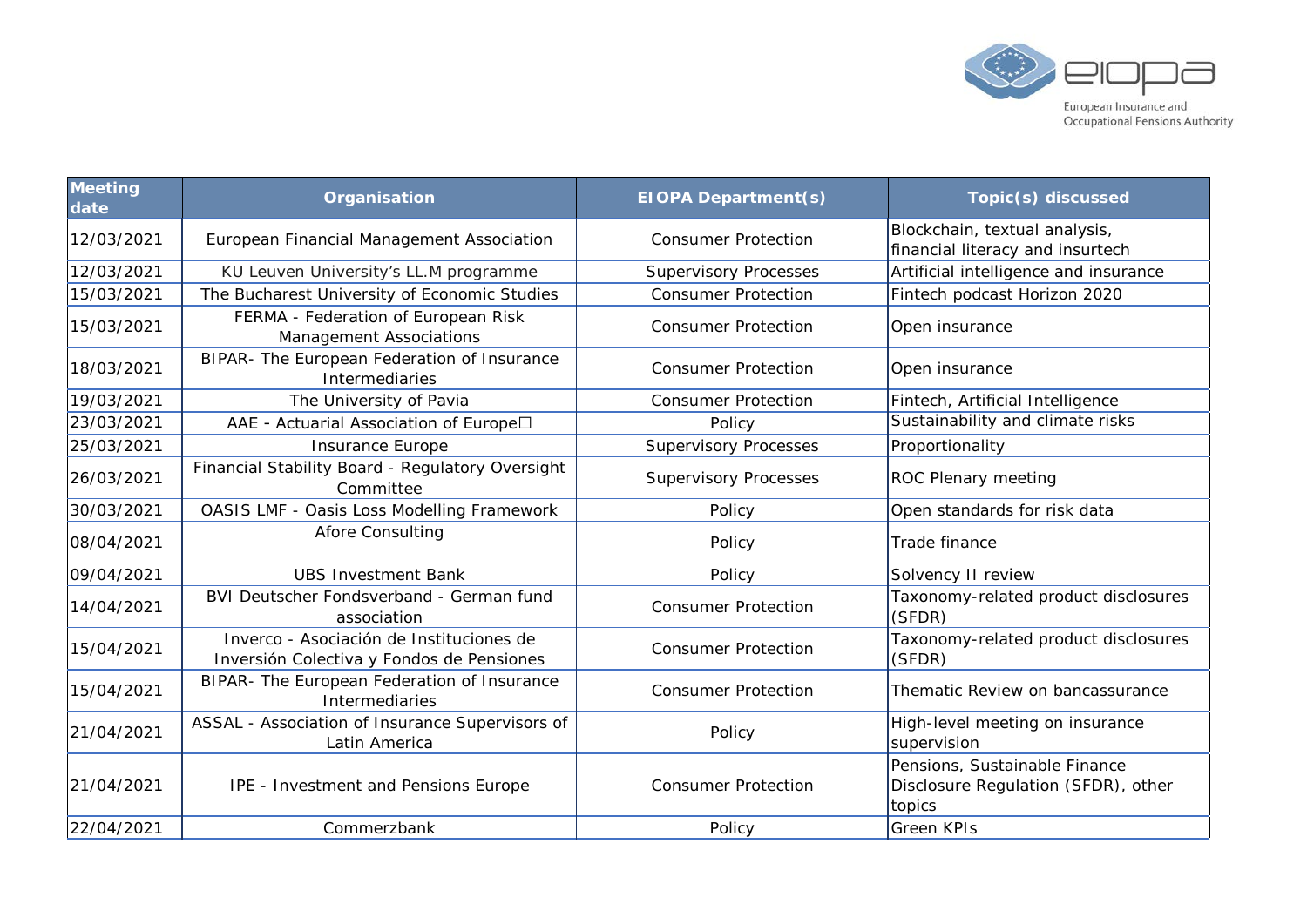| Meeting date | Organisation | EIOPA Department(s) | Topic(s) discussed |
|---|---|---|---|
| 12/03/2021 | European Financial Management Association | Consumer Protection | Blockchain, textual analysis, financial literacy and insurtech |
| 12/03/2021 | KU Leuven University's LL.M programme | Supervisory Processes | Artificial intelligence and insurance |
| 15/03/2021 | The Bucharest University of Economic Studies | Consumer Protection | Fintech podcast Horizon 2020 |
| 15/03/2021 | FERMA - Federation of European Risk Management Associations | Consumer Protection | Open insurance |
| 18/03/2021 | BIPAR- The European Federation of Insurance Intermediaries | Consumer Protection | Open insurance |
| 19/03/2021 | The University of Pavia | Consumer Protection | Fintech, Artificial Intelligence |
| 23/03/2021 | AAE - Actuarial Association of Europe | Policy | Sustainability and climate risks |
| 25/03/2021 | Insurance Europe | Supervisory Processes | Proportionality |
| 26/03/2021 | Financial Stability Board - Regulatory Oversight Committee | Supervisory Processes | ROC Plenary meeting |
| 30/03/2021 | OASIS LMF - Oasis Loss Modelling Framework | Policy | Open standards for risk data |
| 08/04/2021 | Afore Consulting | Policy | Trade finance |
| 09/04/2021 | UBS Investment Bank | Policy | Solvency II review |
| 14/04/2021 | BVI Deutscher Fondsverband - German fund association | Consumer Protection | Taxonomy-related product disclosures (SFDR) |
| 15/04/2021 | Inverco - Asociación de Instituciones de Inversión Colectiva y Fondos de Pensiones | Consumer Protection | Taxonomy-related product disclosures (SFDR) |
| 15/04/2021 | BIPAR- The European Federation of Insurance Intermediaries | Consumer Protection | Thematic Review on bancassurance |
| 21/04/2021 | ASSAL - Association of Insurance Supervisors of Latin America | Policy | High-level meeting on insurance supervision |
| 21/04/2021 | IPE - Investment and Pensions Europe | Consumer Protection | Pensions, Sustainable Finance Disclosure Regulation (SFDR), other topics |
| 22/04/2021 | Commerzbank | Policy | Green KPIs |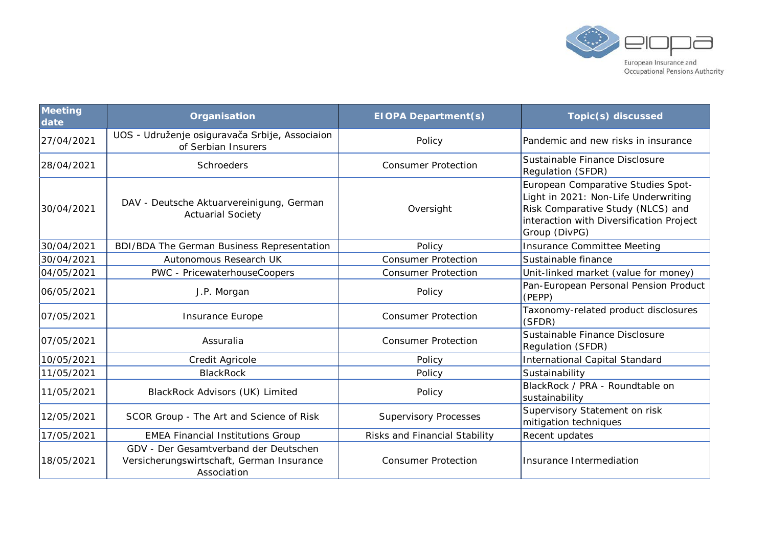| Meeting date | Organisation | EIOPA Department(s) | Topic(s) discussed |
|---|---|---|---|
| 27/04/2021 | UOS - Udruženje osiguravača Srbije, Associaion of Serbian Insurers | Policy | Pandemic and new risks in insurance |
| 28/04/2021 | Schroeders | Consumer Protection | Sustainable Finance Disclosure Regulation (SFDR) |
| 30/04/2021 | DAV - Deutsche Aktuarvereinigung, German Actuarial Society | Oversight | European Comparative Studies Spot-Light in 2021: Non-Life Underwriting Risk Comparative Study (NLCS) and interaction with Diversification Project Group (DivPG) |
| 30/04/2021 | BDI/BDA The German Business Representation | Policy | Insurance Committee Meeting |
| 30/04/2021 | Autonomous Research UK | Consumer Protection | Sustainable finance |
| 04/05/2021 | PWC - PricewaterhouseCoopers | Consumer Protection | Unit-linked market (value for money) |
| 06/05/2021 | J.P. Morgan | Policy | Pan-European Personal Pension Product (PEPP) |
| 07/05/2021 | Insurance Europe | Consumer Protection | Taxonomy-related product disclosures (SFDR) |
| 07/05/2021 | Assuralia | Consumer Protection | Sustainable Finance Disclosure Regulation (SFDR) |
| 10/05/2021 | Credit Agricole | Policy | International Capital Standard |
| 11/05/2021 | BlackRock | Policy | Sustainability |
| 11/05/2021 | BlackRock Advisors (UK) Limited | Policy | BlackRock / PRA - Roundtable on sustainability |
| 12/05/2021 | SCOR Group - The Art and Science of Risk | Supervisory Processes | Supervisory Statement on risk mitigation techniques |
| 17/05/2021 | EMEA Financial Institutions Group | Risks and Financial Stability | Recent updates |
| 18/05/2021 | GDV - Der Gesamtverband der Deutschen Versicherungswirtschaft, German Insurance Association | Consumer Protection | Insurance Intermediation |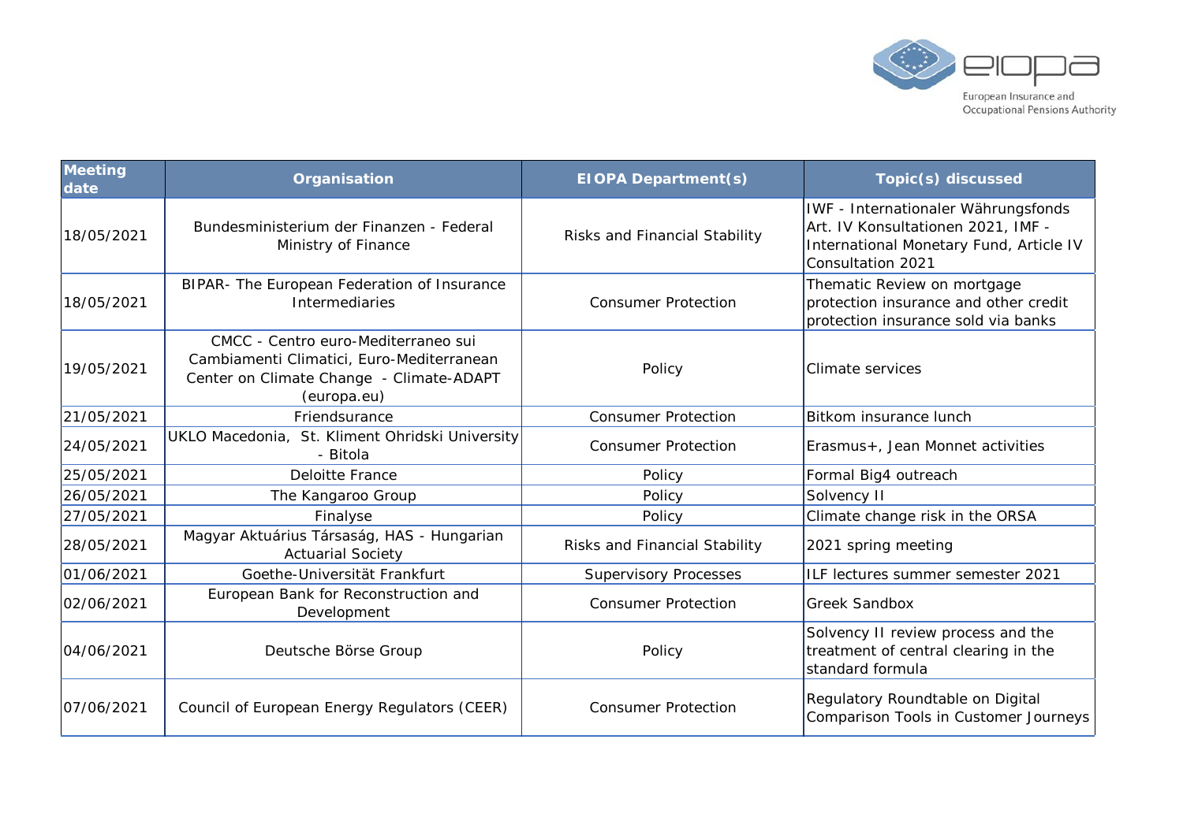| Meeting date | Organisation | EIOPA Department(s) | Topic(s) discussed |
|---|---|---|---|
| 18/05/2021 | Bundesministerium der Finanzen - Federal Ministry of Finance | Risks and Financial Stability | IWF - Internationaler Währungsfonds Art. IV Konsultationen 2021, IMF - International Monetary Fund, Article IV Consultation 2021 |
| 18/05/2021 | BIPAR- The European Federation of Insurance Intermediaries | Consumer Protection | Thematic Review on mortgage protection insurance and other credit protection insurance sold via banks |
| 19/05/2021 | CMCC - Centro euro-Mediterraneo sui Cambiamenti Climatici, Euro-Mediterranean Center on Climate Change - Climate-ADAPT (europa.eu) | Policy | Climate services |
| 21/05/2021 | Friendsurance | Consumer Protection | Bitkom insurance lunch |
| 24/05/2021 | UKLO Macedonia, St. Kliment Ohridski University - Bitola | Consumer Protection | Erasmus+, Jean Monnet activities |
| 25/05/2021 | Deloitte France | Policy | Formal Big4 outreach |
| 26/05/2021 | The Kangaroo Group | Policy | Solvency II |
| 27/05/2021 | Finalyse | Policy | Climate change risk in the ORSA |
| 28/05/2021 | Magyar Aktuárius Társaság, HAS - Hungarian Actuarial Society | Risks and Financial Stability | 2021 spring meeting |
| 01/06/2021 | Goethe-Universität Frankfurt | Supervisory Processes | ILF lectures summer semester 2021 |
| 02/06/2021 | European Bank for Reconstruction and Development | Consumer Protection | Greek Sandbox |
| 04/06/2021 | Deutsche Börse Group | Policy | Solvency II review process and the treatment of central clearing in the standard formula |
| 07/06/2021 | Council of European Energy Regulators (CEER) | Consumer Protection | Regulatory Roundtable on Digital Comparison Tools in Customer Journeys |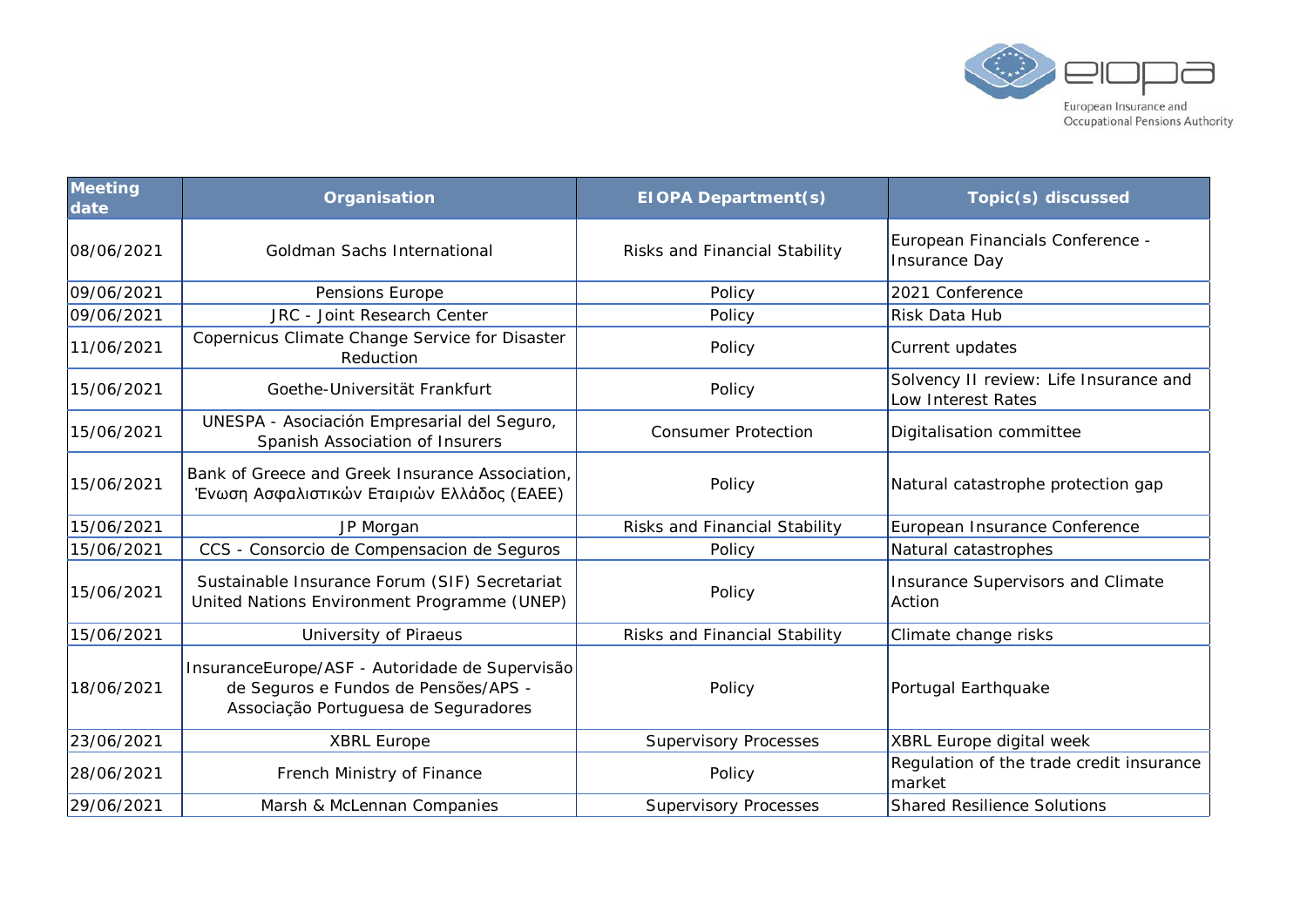| Meeting date | Organisation | EIOPA Department(s) | Topic(s) discussed |
|---|---|---|---|
| 08/06/2021 | Goldman Sachs International | Risks and Financial Stability | European Financials Conference - Insurance Day |
| 09/06/2021 | Pensions Europe | Policy | 2021 Conference |
| 09/06/2021 | JRC - Joint Research Center | Policy | Risk Data Hub |
| 11/06/2021 | Copernicus Climate Change Service for Disaster Reduction | Policy | Current updates |
| 15/06/2021 | Goethe-Universität Frankfurt | Policy | Solvency II review: Life Insurance and Low Interest Rates |
| 15/06/2021 | UNESPA - Asociación Empresarial del Seguro, Spanish Association of Insurers | Consumer Protection | Digitalisation committee |
| 15/06/2021 | Bank of Greece and Greek Insurance Association, Ένωση Ασφαλιστικών Εταιριών Ελλάδος (ΕΑΕΕ) | Policy | Natural catastrophe protection gap |
| 15/06/2021 | JP Morgan | Risks and Financial Stability | European Insurance Conference |
| 15/06/2021 | CCS - Consorcio de Compensacion de Seguros | Policy | Natural catastrophes |
| 15/06/2021 | Sustainable Insurance Forum (SIF) Secretariat United Nations Environment Programme (UNEP) | Policy | Insurance Supervisors and Climate Action |
| 15/06/2021 | University of Piraeus | Risks and Financial Stability | Climate change risks |
| 18/06/2021 | InsuranceEurope/ASF - Autoridade de Supervisão de Seguros e Fundos de Pensões/APS - Associação Portuguesa de Seguradores | Policy | Portugal Earthquake |
| 23/06/2021 | XBRL Europe | Supervisory Processes | XBRL Europe digital week |
| 28/06/2021 | French Ministry of Finance | Policy | Regulation of the trade credit insurance market |
| 29/06/2021 | Marsh & McLennan Companies | Supervisory Processes | Shared Resilience Solutions |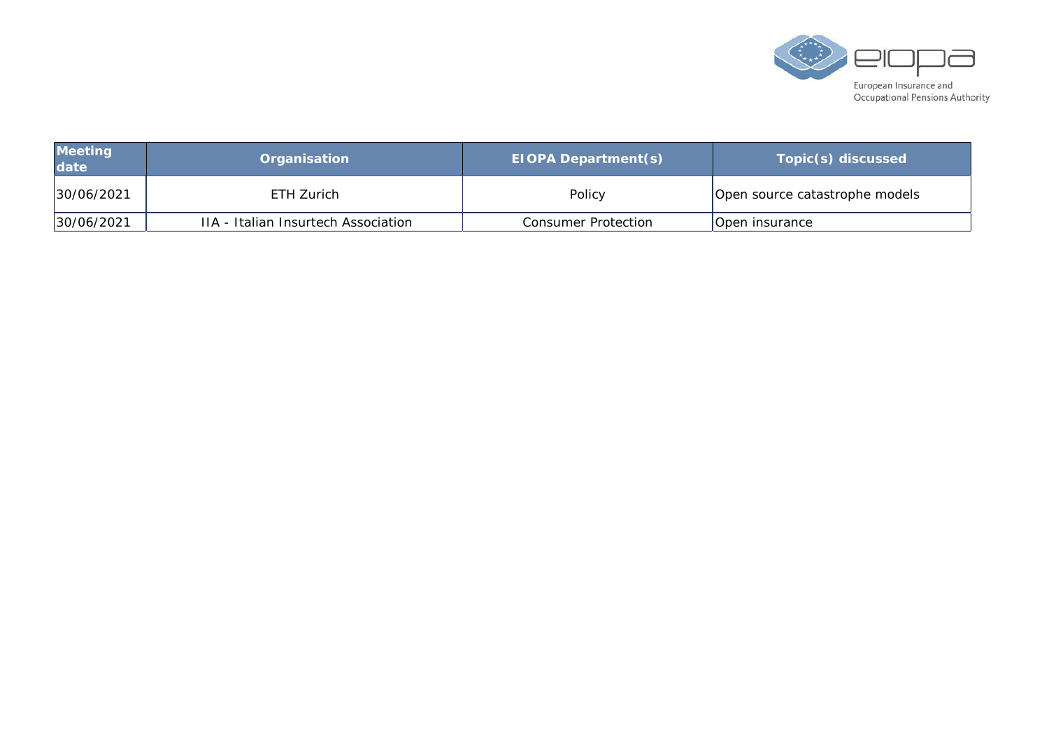| Meeting date | Organisation | EIOPA Department(s) | Topic(s) discussed |
|---|---|---|---|
| 30/06/2021 | ETH Zurich | Policy | Open source catastrophe models |
| 30/06/2021 | IIA - Italian Insurtech Association | Consumer Protection | Open insurance |